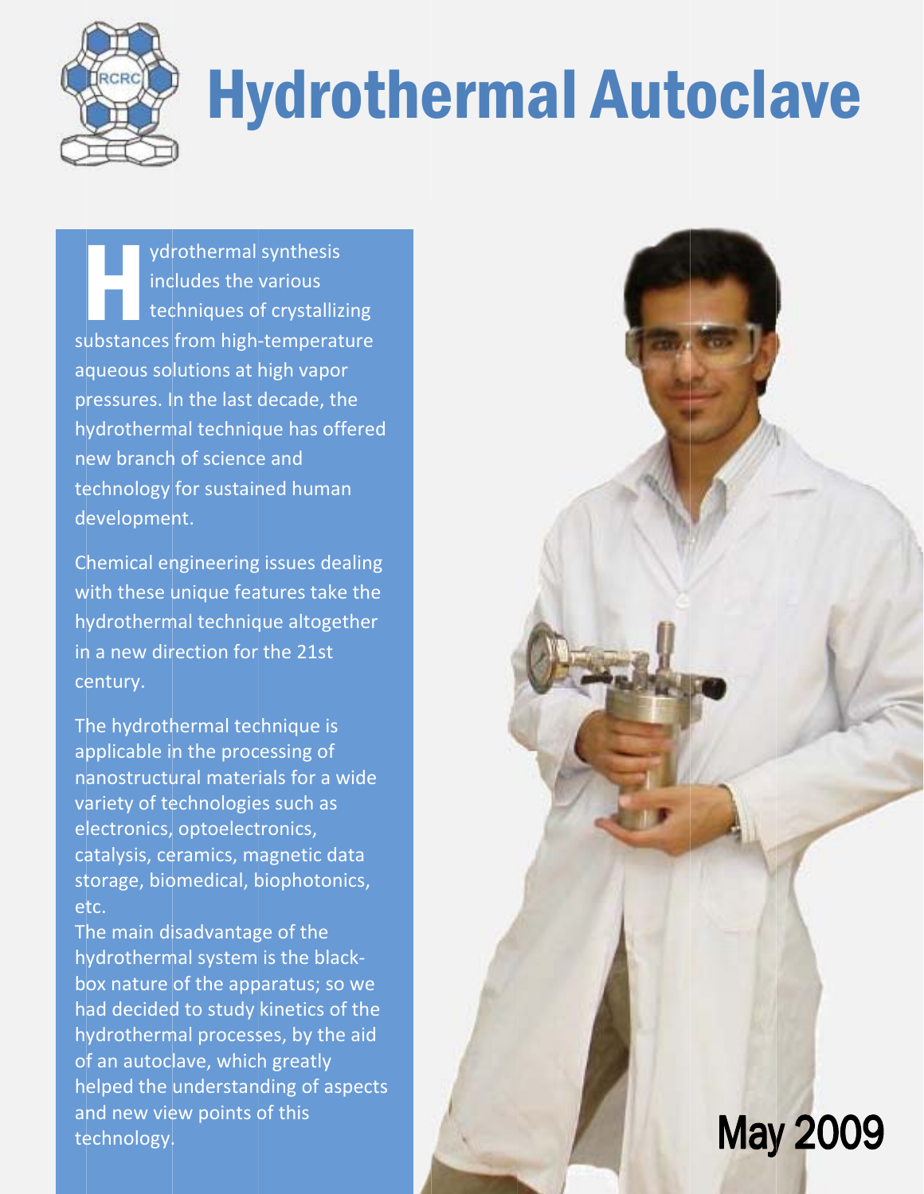RCRC

# Hydrothermal Autoclave

Hydrothermal synthesis includes the various techniques of crystallizing substances from high-temperature aqueous solutions at high vapor pressures. In the last decade, the hydrothermal technique has offered new branch of science and technology for sustained human development.

Chemical engineering issues dealing with these unique features take the hydrothermal technique altogether in a new direction for the 21st century.

The hydrothermal technique is applicable in the processing of nanostructural materials for a wide variety of technologies such as electronics, optoelectronics, catalysis, ceramics, magnetic data storage, biomedical, biophotonics, etc.

The main disadvantage of the hydrothermal system is the black-box nature of the apparatus; so we had decided to study kinetics of the hydrothermal processes, by the aid of an autoclave, which greatly helped the understanding of aspects and new view points of this technology.

May 2009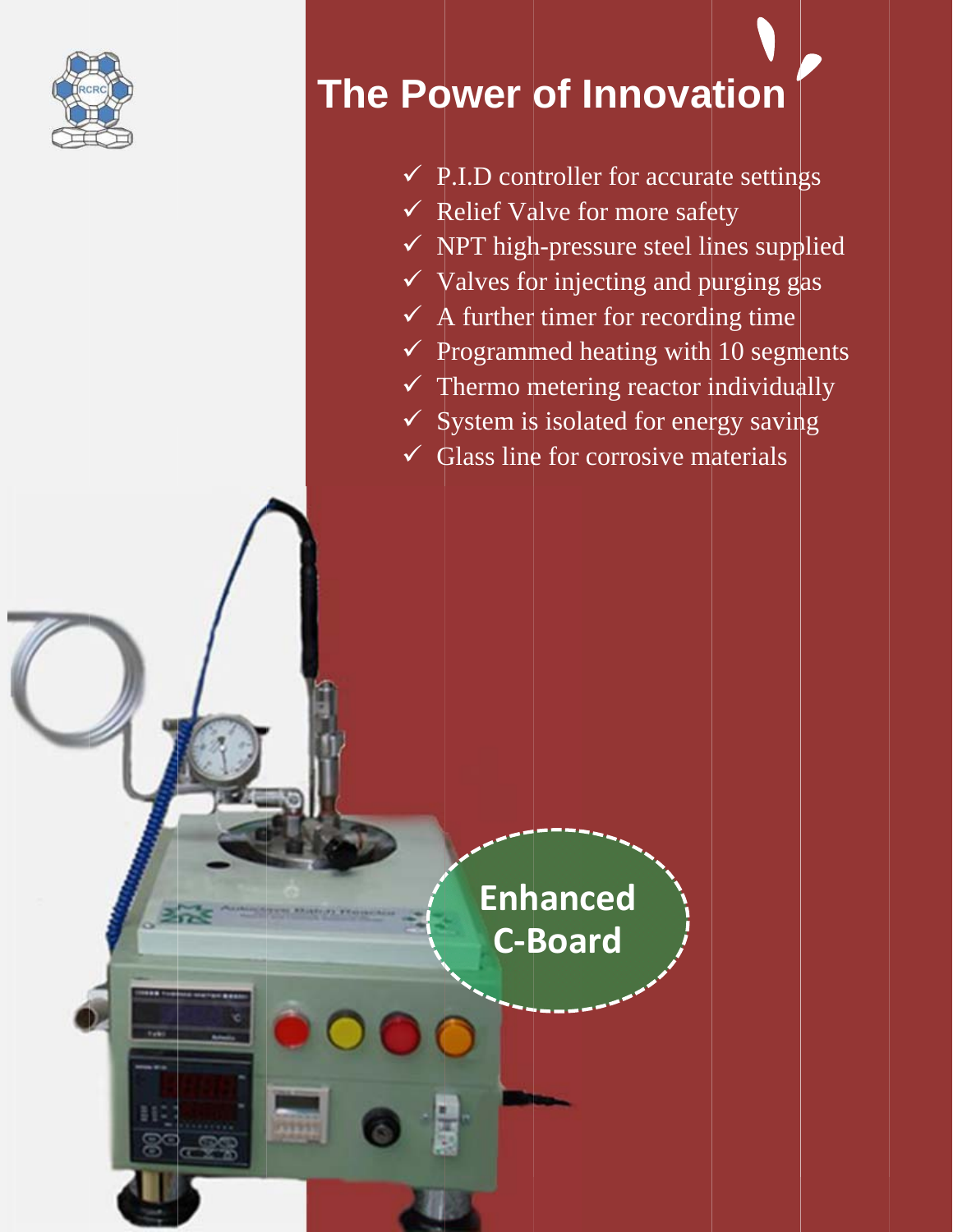# The Power of Innovation

- ✓ P.I.D controller for accurate settings
- ✓ Relief Valve for more safety
- ✓ NPT high-pressure steel lines supplied
- ✓ Valves for injecting and purging gas
- ✓ A further timer for recording time
- ✓ Programmed heating with 10 segments
- ✓ Thermo metering reactor individually
- ✓ System is isolated for energy saving
- ✓ Glass line for corrosive materials

**Enhanced C-Board**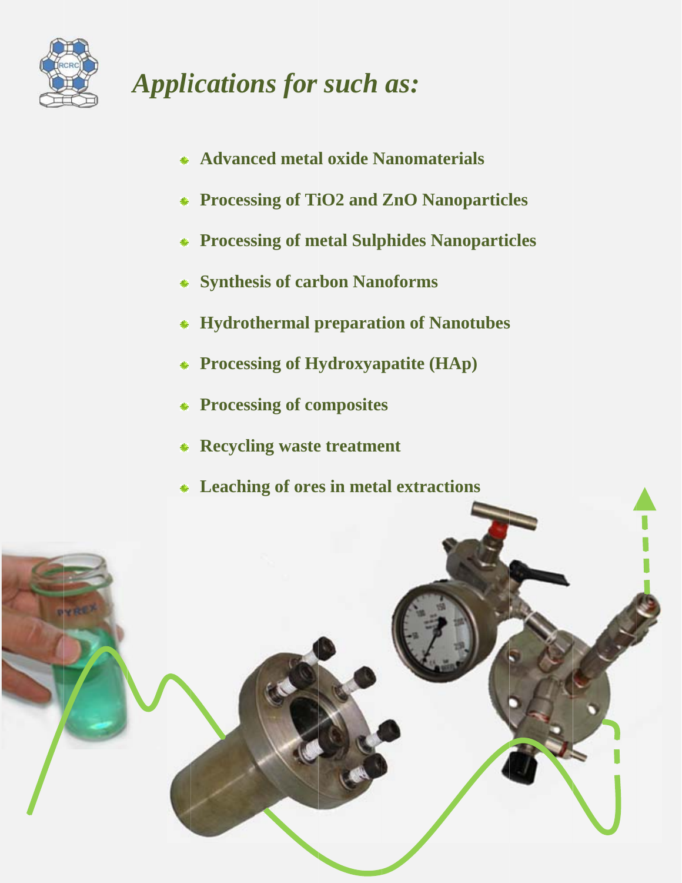# *Applications for such as:*

- **Advanced metal oxide Nanomaterials**
- **Processing of $TiO_2$ and ZnO Nanoparticles**
- **Processing of metal Sulphides Nanoparticles**
- **Synthesis of carbon Nanoforms**
- **Hydrothermal preparation of Nanotubes**
- **Processing of Hydroxyapatite (HAp)**
- **Processing of composites**
- **Recycling waste treatment**
- **Leaching of ores in metal extractions**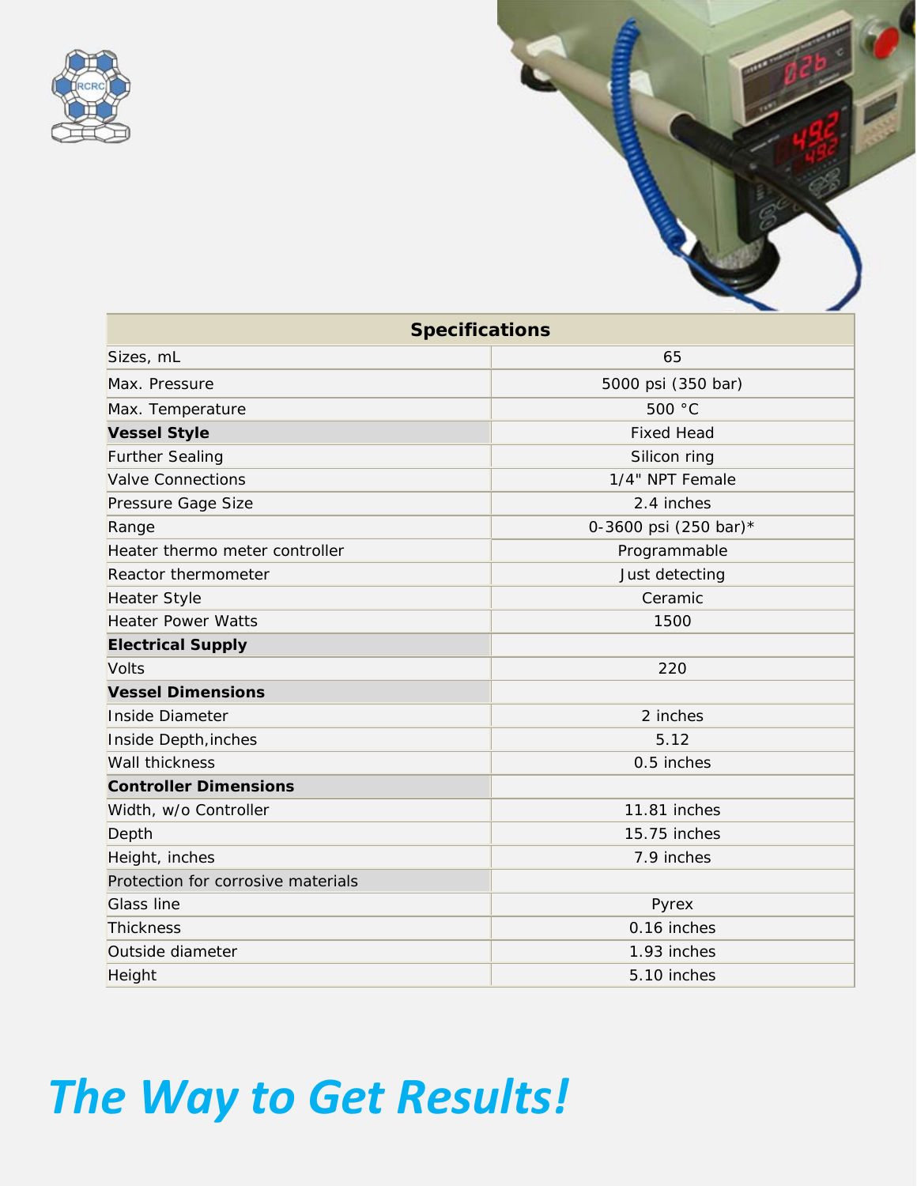| Specifications | |
|---|---|
| Sizes, mL | 65 |
| Max. Pressure | 5000 psi (350 bar) |
| Max. Temperature | 500 °C |
| **Vessel Style** | Fixed Head |
| Further Sealing | Silicon ring |
| Valve Connections | 1/4" NPT Female |
| Pressure Gage Size | 2.4 inches |
| Range | 0-3600 psi (250 bar)* |
| Heater thermo meter controller | Programmable |
| Reactor thermometer | Just detecting |
| Heater Style | Ceramic |
| Heater Power Watts | 1500 |
| **Electrical Supply** | |
| Volts | 220 |
| **Vessel Dimensions** | |
| Inside Diameter | 2 inches |
| Inside Depth,inches | 5.12 |
| Wall thickness | 0.5 inches |
| **Controller Dimensions** | |
| Width, w/o Controller | 11.81 inches |
| Depth | 15.75 inches |
| Height, inches | 7.9 inches |
| Protection for corrosive materials | |
| Glass line | Pyrex |
| Thickness | 0.16 inches |
| Outside diameter | 1.93 inches |
| Height | 5.10 inches |

***The Way to Get Results!***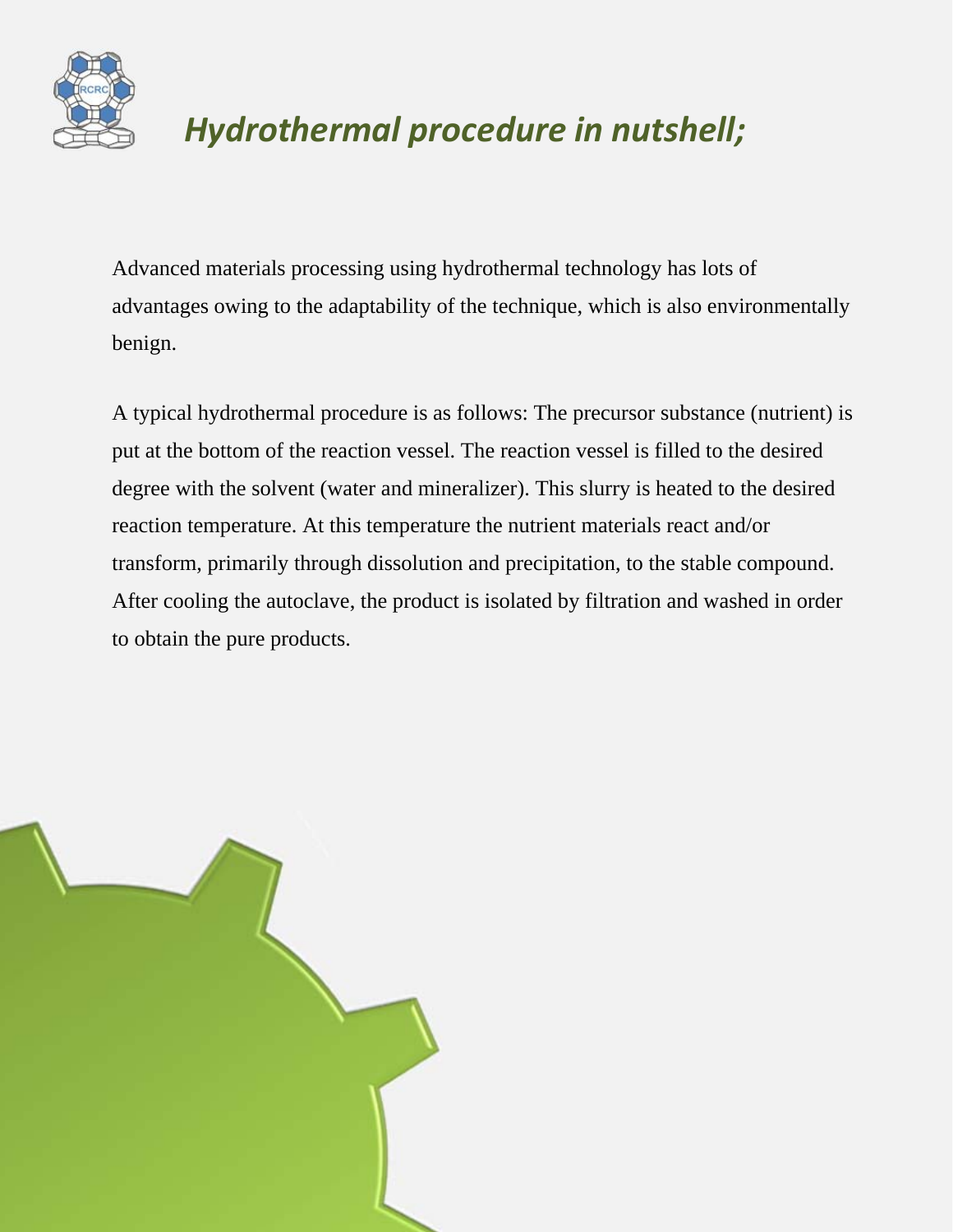# *Hydrothermal procedure in nutshell;*

Advanced materials processing using hydrothermal technology has lots of advantages owing to the adaptability of the technique, which is also environmentally benign.

A typical hydrothermal procedure is as follows: The precursor substance (nutrient) is put at the bottom of the reaction vessel. The reaction vessel is filled to the desired degree with the solvent (water and mineralizer). This slurry is heated to the desired reaction temperature. At this temperature the nutrient materials react and/or transform, primarily through dissolution and precipitation, to the stable compound. After cooling the autoclave, the product is isolated by filtration and washed in order to obtain the pure products.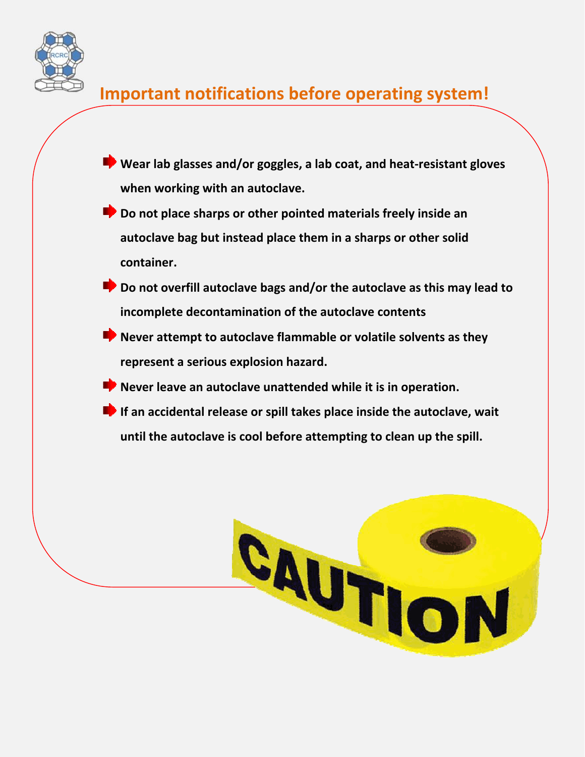## Important notifications before operating system!

- **Wear lab glasses and/or goggles, a lab coat, and heat-resistant gloves when working with an autoclave.**
- **Do not place sharps or other pointed materials freely inside an autoclave bag but instead place them in a sharps or other solid container.**
- **Do not overfill autoclave bags and/or the autoclave as this may lead to incomplete decontamination of the autoclave contents**
- **Never attempt to autoclave flammable or volatile solvents as they represent a serious explosion hazard.**
- **Never leave an autoclave unattended while it is in operation.**
- **If an accidental release or spill takes place inside the autoclave, wait until the autoclave is cool before attempting to clean up the spill.**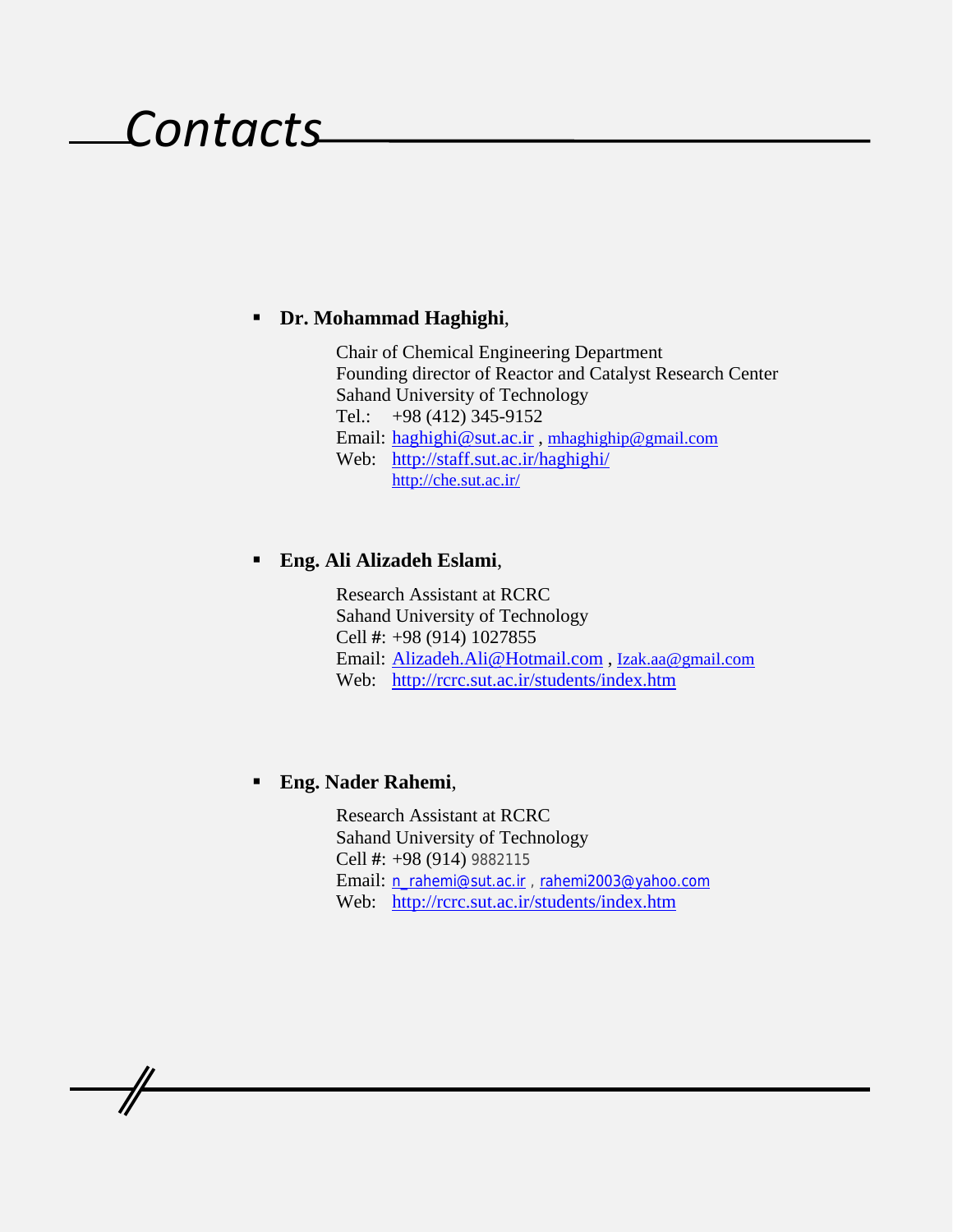# *Contacts*

- **Dr. Mohammad Haghighi**,

  Chair of Chemical Engineering Department
  Founding director of Reactor and Catalyst Research Center
  Sahand University of Technology
  Tel.: +98 (412) 345-9152
  Email: haghighi@sut.ac.ir , mhaghighip@gmail.com
  Web: http://staff.sut.ac.ir/haghighi/
  http://che.sut.ac.ir/

- **Eng. Ali Alizadeh Eslami**,

  Research Assistant at RCRC
  Sahand University of Technology
  Cell #: +98 (914) 1027855
  Email: Alizadeh.Ali@Hotmail.com , Izak.aa@gmail.com
  Web: http://rcrc.sut.ac.ir/students/index.htm

- **Eng. Nader Rahemi**,

  Research Assistant at RCRC
  Sahand University of Technology
  Cell #: +98 (914) 9882115
  Email: n_rahemi@sut.ac.ir , rahemi2003@yahoo.com
  Web: http://rcrc.sut.ac.ir/students/index.htm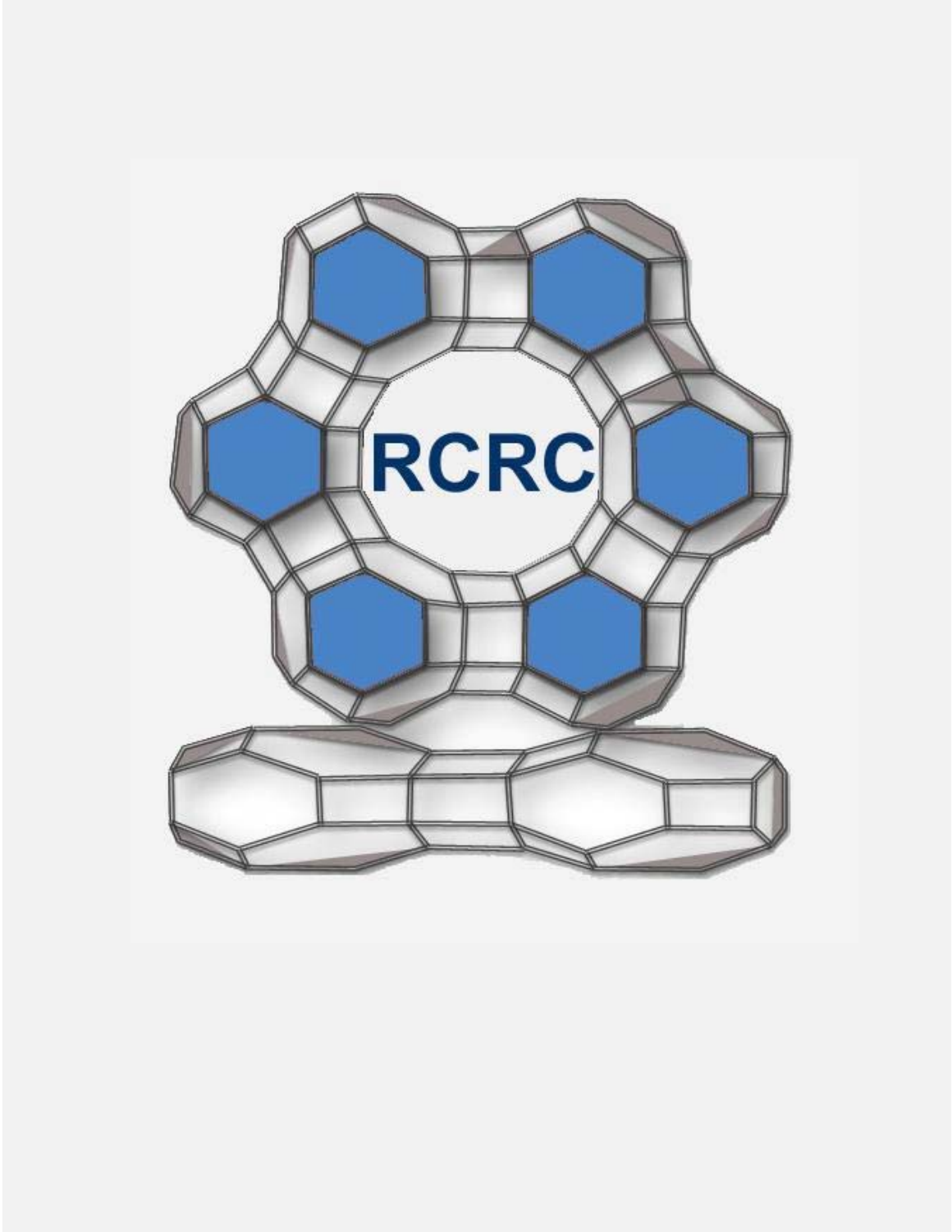RCRC